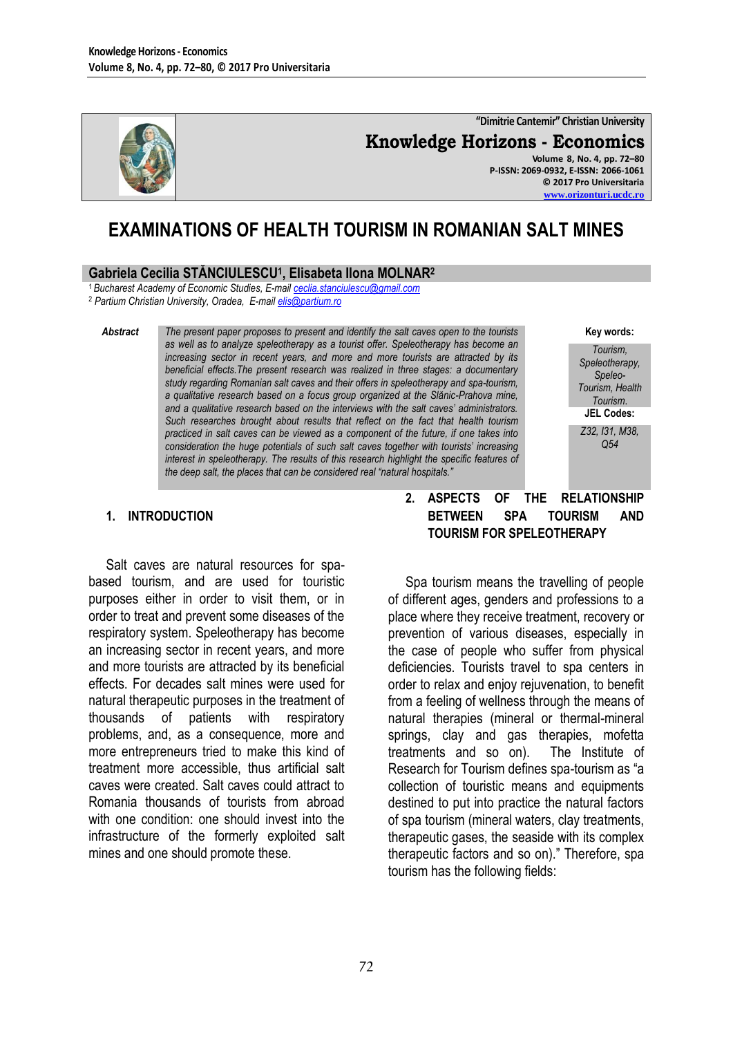# EXAMINATIONS OF HEALTH TOURISM IN ROMANIAN SALT MINES

**Gabriela Cecilia STĂNCIULESCU[1], Elisabeta Ilona MOLNAR[2]**

[1] *Bucharest Academy of Economic Studies, E-mail ceclia.stanciulescu@gmail.com*
[2] *Partium Christian University, Oradea, E-mail elis@partium.ro*

**Abstract**

*The present paper proposes to present and identify the salt caves open to the tourists as well as to analyze speleotherapy as a tourist offer. Speleotherapy has become an increasing sector in recent years, and more and more tourists are attracted by its beneficial effects.The present research was realized in three stages: a documentary study regarding Romanian salt caves and their offers in speleotherapy and spa-tourism, a qualitative research based on a focus group organized at the Slănic-Prahova mine, and a qualitative research based on the interviews with the salt caves' administrators. Such researches brought about results that reflect on the fact that health tourism practiced in salt caves can be viewed as a component of the future, if one takes into consideration the huge potentials of such salt caves together with tourists' increasing interest in speleotherapy. The results of this research highlight the specific features of the deep salt, the places that can be considered real "natural hospitals."*

**Key words:**

*Tourism, Speleotherapy, Speleo-Tourism, Health Tourism.*

**JEL Codes:**

*Z32, I31, M38, Q54*

## 1. INTRODUCTION

Salt caves are natural resources for spa-based tourism, and are used for touristic purposes either in order to visit them, or in order to treat and prevent some diseases of the respiratory system. Speleotherapy has become an increasing sector in recent years, and more and more tourists are attracted by its beneficial effects. For decades salt mines were used for natural therapeutic purposes in the treatment of thousands of patients with respiratory problems, and, as a consequence, more and more entrepreneurs tried to make this kind of treatment more accessible, thus artificial salt caves were created. Salt caves could attract to Romania thousands of tourists from abroad with one condition: one should invest into the infrastructure of the formerly exploited salt mines and one should promote these.

## 2. ASPECTS OF THE RELATIONSHIP BETWEEN SPA TOURISM AND TOURISM FOR SPELEOTHERAPY

Spa tourism means the travelling of people of different ages, genders and professions to a place where they receive treatment, recovery or prevention of various diseases, especially in the case of people who suffer from physical deficiencies. Tourists travel to spa centers in order to relax and enjoy rejuvenation, to benefit from a feeling of wellness through the means of natural therapies (mineral or thermal-mineral springs, clay and gas therapies, mofetta treatments and so on). The Institute of Research for Tourism defines spa-tourism as "a collection of touristic means and equipments destined to put into practice the natural factors of spa tourism (mineral waters, clay treatments, therapeutic gases, the seaside with its complex therapeutic factors and so on)." Therefore, spa tourism has the following fields: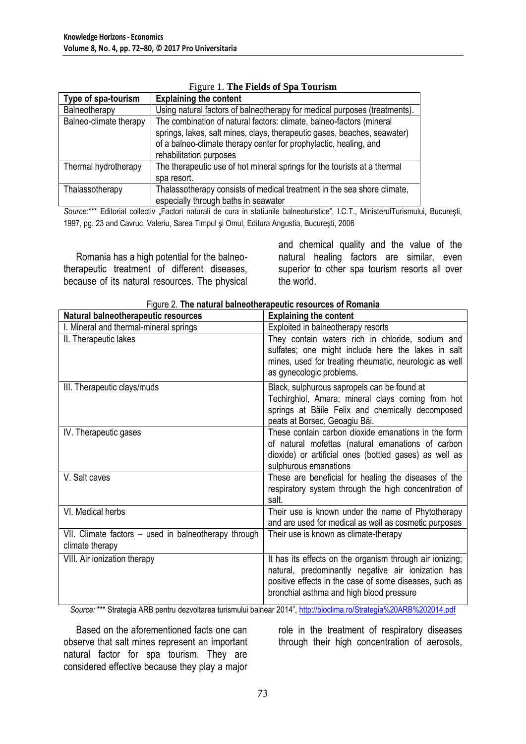Figure 1. **The Fields of Spa Tourism**

| Type of spa-tourism | Explaining the content |
|---|---|
| Balneotherapy | Using natural factors of balneotherapy for medical purposes (treatments). |
| Balneo-climate therapy | The combination of natural factors: climate, balneo-factors (mineral springs, lakes, salt mines, clays, therapeutic gases, beaches, seawater) of a balneo-climate therapy center for prophylactic, healing, and rehabilitation purposes |
| Thermal hydrotherapy | The therapeutic use of hot mineral springs for the tourists at a thermal spa resort. |
| Thalassotherapy | Thalassotherapy consists of medical treatment in the sea shore climate, especially through baths in seawater |

*Source*:\*\*\* Editorial collectiv „Factori naturali de cura in statiunile balneoturistice", I.C.T., MinisterulTurismului, Bucureşti, 1997, pg. 23 and Cavruc, Valeriu, Sarea Timpul şi Omul, Editura Angustia, Bucureşti, 2006

Romania has a high potential for the balneo-therapeutic treatment of different diseases, because of its natural resources. The physical and chemical quality and the value of the natural healing factors are similar, even superior to other spa tourism resorts all over the world.

Figure 2. **The natural balneotherapeutic resources of Romania**

| Natural balneotherapeutic resources | Explaining the content |
|---|---|
| I. Mineral and thermal-mineral springs | Exploited in balneotherapy resorts |
| II. Therapeutic lakes | They contain waters rich in chloride, sodium and sulfates; one might include here the lakes in salt mines, used for treating rheumatic, neurologic as well as gynecologic problems. |
| III. Therapeutic clays/muds | Black, sulphurous sapropels can be found at Techirghiol, Amara; mineral clays coming from hot springs at Băile Felix and chemically decomposed peats at Borsec, Geoagiu Băi. |
| IV. Therapeutic gases | These contain carbon dioxide emanations in the form of natural mofettas (natural emanations of carbon dioxide) or artificial ones (bottled gases) as well as sulphurous emanations |
| V. Salt caves | These are beneficial for healing the diseases of the respiratory system through the high concentration of salt. |
| VI. Medical herbs | Their use is known under the name of Phytotherapy and are used for medical as well as cosmetic purposes |
| VII. Climate factors – used in balneotherapy through climate therapy | Their use is known as climate-therapy |
| VIII. Air ionization therapy | It has its effects on the organism through air ionizing; natural, predominantly negative air ionization has positive effects in the case of some diseases, such as bronchial asthma and high blood pressure |

*Source:* \*\*\* Strategia ARB pentru dezvoltarea turismului balnear 2014", http://bioclima.ro/Strategia%20ARB%202014.pdf

Based on the aforementioned facts one can observe that salt mines represent an important natural factor for spa tourism. They are considered effective because they play a major role in the treatment of respiratory diseases through their high concentration of aerosols,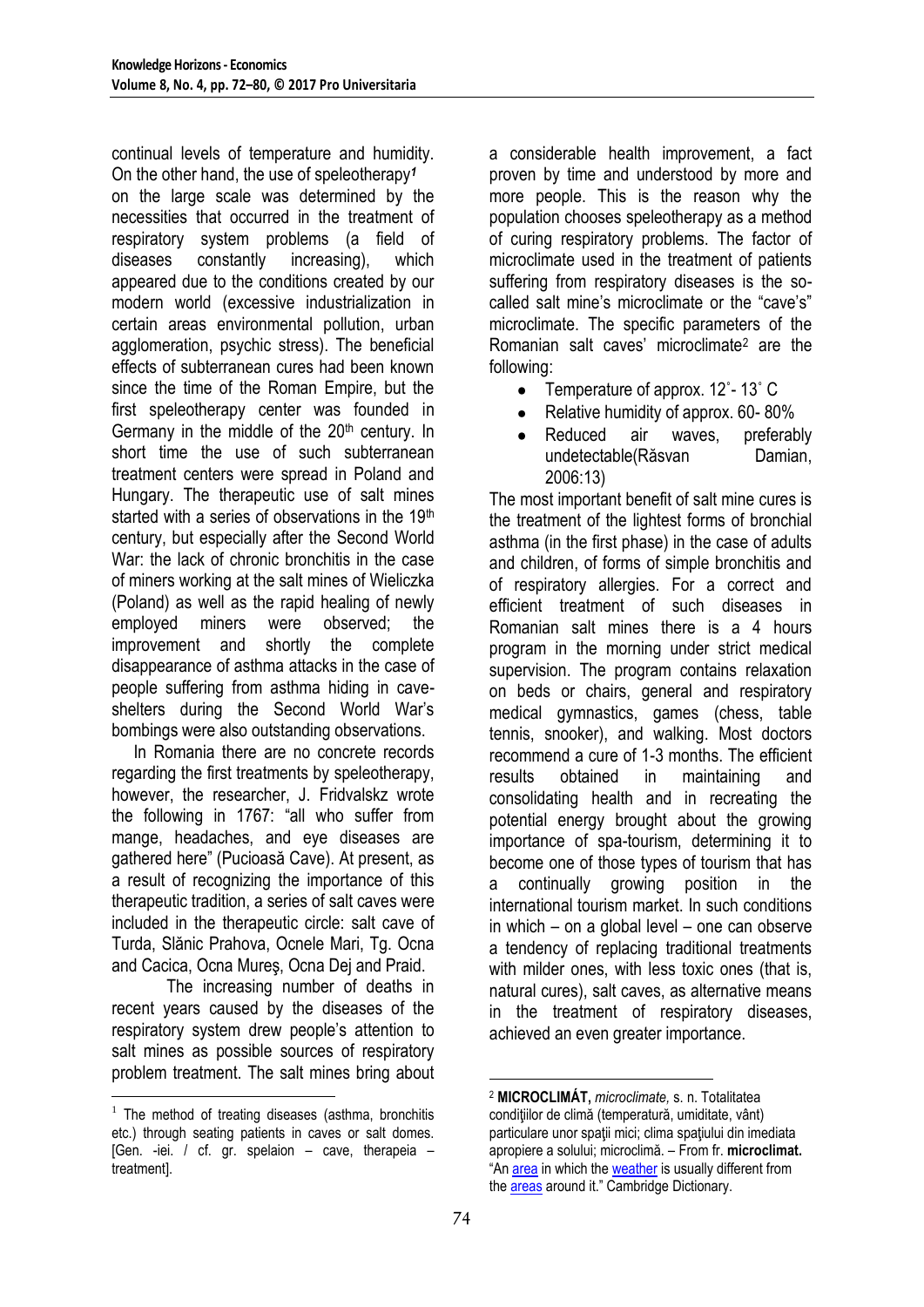continual levels of temperature and humidity. On the other hand, the use of speleotherapy[1] on the large scale was determined by the necessities that occurred in the treatment of respiratory system problems (a field of diseases constantly increasing), which appeared due to the conditions created by our modern world (excessive industrialization in certain areas environmental pollution, urban agglomeration, psychic stress). The beneficial effects of subterranean cures had been known since the time of the Roman Empire, but the first speleotherapy center was founded in Germany in the middle of the 20th century. In short time the use of such subterranean treatment centers were spread in Poland and Hungary. The therapeutic use of salt mines started with a series of observations in the 19th century, but especially after the Second World War: the lack of chronic bronchitis in the case of miners working at the salt mines of Wieliczka (Poland) as well as the rapid healing of newly employed miners were observed; the improvement and shortly the complete disappearance of asthma attacks in the case of people suffering from asthma hiding in cave-shelters during the Second World War's bombings were also outstanding observations.

In Romania there are no concrete records regarding the first treatments by speleotherapy, however, the researcher, J. Fridvalskz wrote the following in 1767: "all who suffer from mange, headaches, and eye diseases are gathered here" (Pucioasă Cave). At present, as a result of recognizing the importance of this therapeutic tradition, a series of salt caves were included in the therapeutic circle: salt cave of Turda, Slănic Prahova, Ocnele Mari, Tg. Ocna and Cacica, Ocna Mureş, Ocna Dej and Praid.

The increasing number of deaths in recent years caused by the diseases of the respiratory system drew people's attention to salt mines as possible sources of respiratory problem treatment. The salt mines bring about a considerable health improvement, a fact proven by time and understood by more and more people. This is the reason why the population chooses speleotherapy as a method of curing respiratory problems. The factor of microclimate used in the treatment of patients suffering from respiratory diseases is the so-called salt mine's microclimate or the "cave's" microclimate. The specific parameters of the Romanian salt caves' microclimate[2] are the following:

- Temperature of approx. 12˚- 13˚ C
- Relative humidity of approx. 60- 80%
- Reduced air waves, preferably undetectable(Răsvan Damian, 2006:13)

The most important benefit of salt mine cures is the treatment of the lightest forms of bronchial asthma (in the first phase) in the case of adults and children, of forms of simple bronchitis and of respiratory allergies. For a correct and efficient treatment of such diseases in Romanian salt mines there is a 4 hours program in the morning under strict medical supervision. The program contains relaxation on beds or chairs, general and respiratory medical gymnastics, games (chess, table tennis, snooker), and walking. Most doctors recommend a cure of 1-3 months. The efficient results obtained in maintaining and consolidating health and in recreating the potential energy brought about the growing importance of spa-tourism, determining it to become one of those types of tourism that has a continually growing position in the international tourism market. In such conditions in which – on a global level – one can observe a tendency of replacing traditional treatments with milder ones, with less toxic ones (that is, natural cures), salt caves, as alternative means in the treatment of respiratory diseases, achieved an even greater importance.

---

[1] The method of treating diseases (asthma, bronchitis etc.) through seating patients in caves or salt domes. [Gen. -iei. / cf. gr. spelaion – cave, therapeia – treatment].

[2] **MICROCLIMÁT,** *microclimate,* s. n. Totalitatea condiţiilor de climă (temperatură, umiditate, vânt) particulare unor spaţii mici; clima spaţiului din imediata apropiere a solului; microclimă. – From fr. **microclimat.** "An area in which the weather is usually different from the areas around it." Cambridge Dictionary.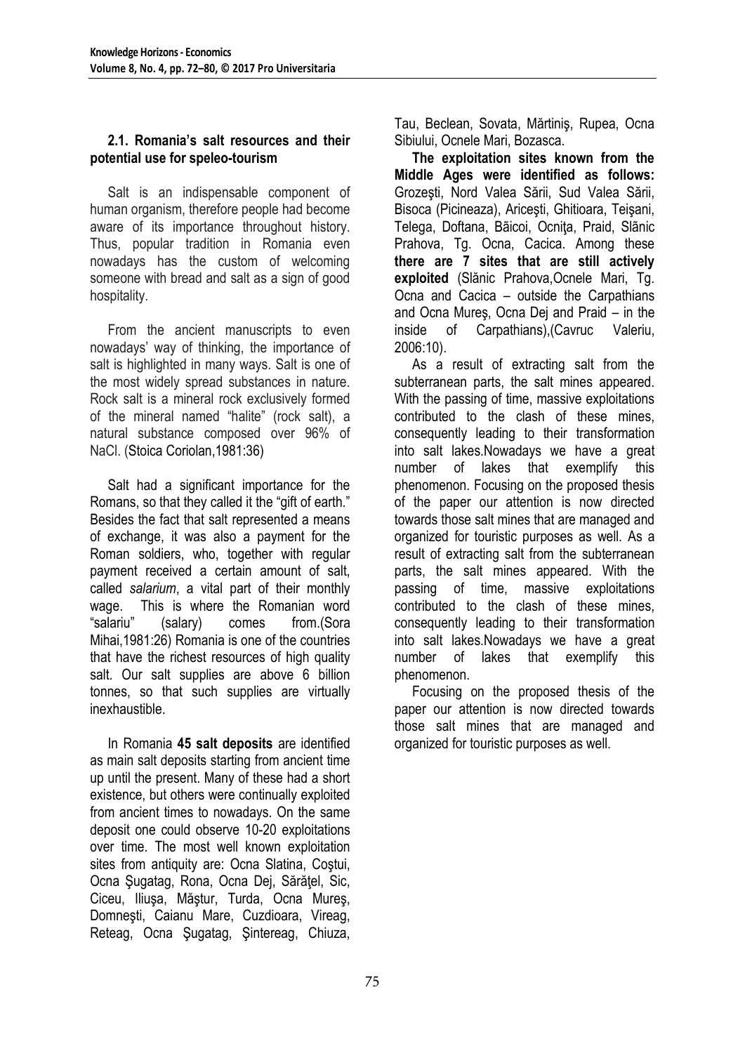### 2.1. Romania's salt resources and their potential use for speleo-tourism

Salt is an indispensable component of human organism, therefore people had become aware of its importance throughout history. Thus, popular tradition in Romania even nowadays has the custom of welcoming someone with bread and salt as a sign of good hospitality.

From the ancient manuscripts to even nowadays' way of thinking, the importance of salt is highlighted in many ways. Salt is one of the most widely spread substances in nature. Rock salt is a mineral rock exclusively formed of the mineral named "halite" (rock salt), a natural substance composed over 96% of NaCl. (Stoica Coriolan,1981:36)

Salt had a significant importance for the Romans, so that they called it the "gift of earth." Besides the fact that salt represented a means of exchange, it was also a payment for the Roman soldiers, who, together with regular payment received a certain amount of salt, called *salarium*, a vital part of their monthly wage. This is where the Romanian word "salariu" (salary) comes from.(Sora Mihai,1981:26) Romania is one of the countries that have the richest resources of high quality salt. Our salt supplies are above 6 billion tonnes, so that such supplies are virtually inexhaustible.

In Romania **45 salt deposits** are identified as main salt deposits starting from ancient time up until the present. Many of these had a short existence, but others were continually exploited from ancient times to nowadays. On the same deposit one could observe 10-20 exploitations over time. The most well known exploitation sites from antiquity are: Ocna Slatina, Coştui, Ocna Şugatag, Rona, Ocna Dej, Sărăţel, Sic, Ciceu, Iliuşa, Măştur, Turda, Ocna Mureş, Domneşti, Caianu Mare, Cuzdioara, Vireag, Reteag, Ocna Şugatag, Şintereag, Chiuza, Tau, Beclean, Sovata, Mărtiniş, Rupea, Ocna Sibiului, Ocnele Mari, Bozasca.

**The exploitation sites known from the Middle Ages were identified as follows:** Grozeşti, Nord Valea Sării, Sud Valea Sării, Bisoca (Picineaza), Ariceşti, Ghitioara, Teişani, Telega, Doftana, Bãicoi, Ocniţa, Praid, Slãnic Prahova, Tg. Ocna, Cacica. Among these **there are 7 sites that are still actively exploited** (Slănic Prahova,Ocnele Mari, Tg. Ocna and Cacica – outside the Carpathians and Ocna Mureş, Ocna Dej and Praid – in the inside of Carpathians),(Cavruc Valeriu, 2006:10).

As a result of extracting salt from the subterranean parts, the salt mines appeared. With the passing of time, massive exploitations contributed to the clash of these mines, consequently leading to their transformation into salt lakes.Nowadays we have a great number of lakes that exemplify this phenomenon. Focusing on the proposed thesis of the paper our attention is now directed towards those salt mines that are managed and organized for touristic purposes as well. As a result of extracting salt from the subterranean parts, the salt mines appeared. With the passing of time, massive exploitations contributed to the clash of these mines, consequently leading to their transformation into salt lakes.Nowadays we have a great number of lakes that exemplify this phenomenon.

Focusing on the proposed thesis of the paper our attention is now directed towards those salt mines that are managed and organized for touristic purposes as well.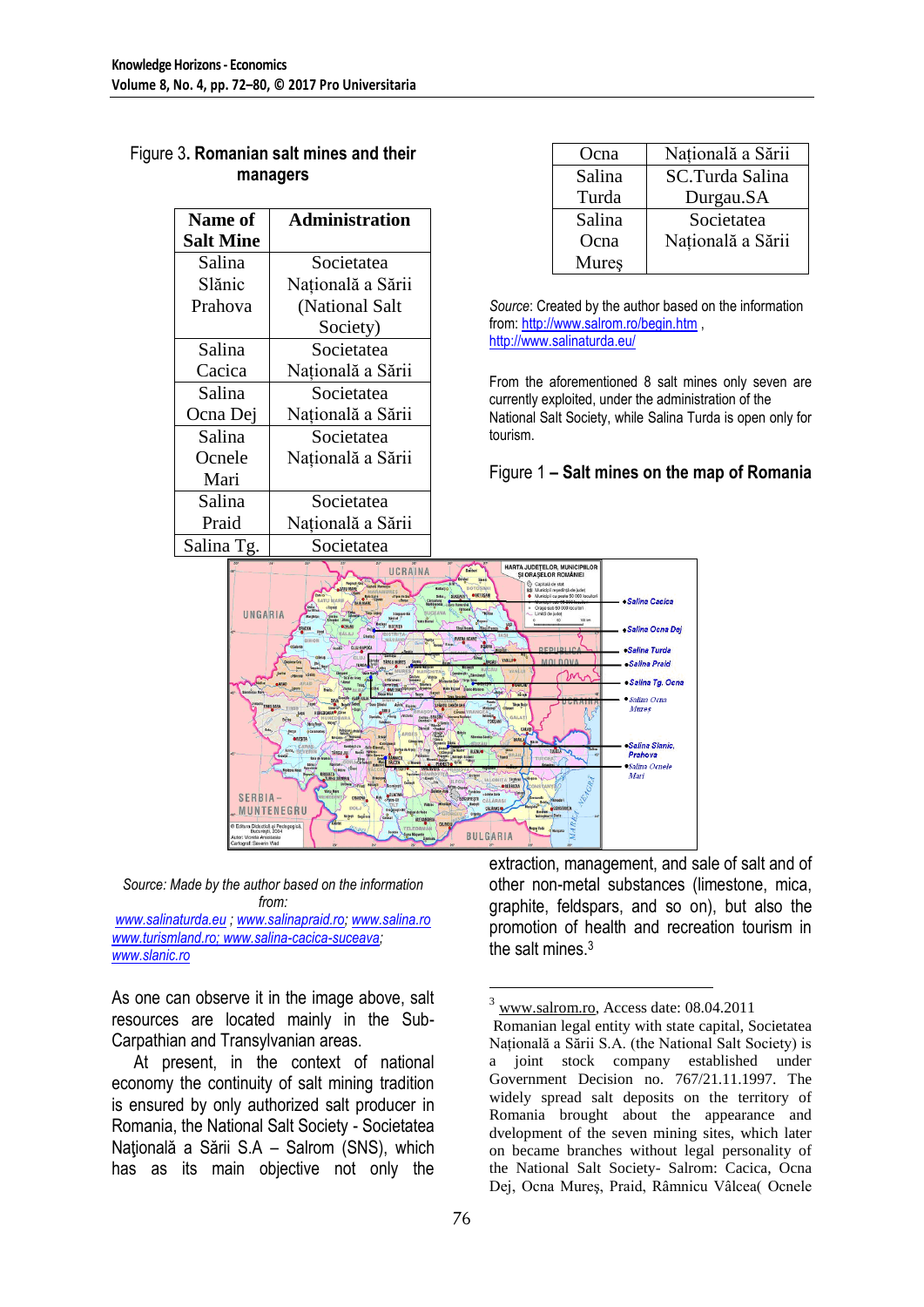Figure 3. **Romanian salt mines and their managers**

| Name of Salt Mine | Administration |
|---|---|
| Salina Slănic Prahova | Societatea Națională a Sării (National Salt Society) |
| Salina Cacica | Societatea Națională a Sării |
| Salina Ocna Dej | Societatea Națională a Sării |
| Salina Ocnele Mari | Societatea Națională a Sării |
| Salina Praid | Societatea Națională a Sării |
| Salina Tg. Ocna | Societatea Națională a Sării |
| Salina Turda | SC.Turda Salina Durgau.SA |
| Salina Ocna Mureș | Societatea Națională a Sării |

*Source*: Created by the author based on the information from: http://www.salrom.ro/begin.htm , http://www.salinaturda.eu/

From the aforementioned 8 salt mines only seven are currently exploited, under the administration of the National Salt Society, while Salina Turda is open only for tourism.

Figure 1 **– Salt mines on the map of Romania**

Salina Cacica
Salina Ocna Dej
Salina Turda
Salina Praid
Salina Tg. Ocna
Salina Ocna Mures
Salina Slanic, Prahova
Salina Ocnele Mari

*Source: Made by the author based on the information from:* *www.salinaturda.eu ; www.salinapraid.ro; www.salina.ro www.turismland.ro; www.salina-cacica-suceava; www.slanic.ro*

As one can observe it in the image above, salt resources are located mainly in the Sub-Carpathian and Transylvanian areas.

At present, in the context of national economy the continuity of salt mining tradition is ensured by only authorized salt producer in Romania, the National Salt Society - Societatea Națională a Sării S.A – Salrom (SNS), which has as its main objective not only the extraction, management, and sale of salt and of other non-metal substances (limestone, mica, graphite, feldspars, and so on), but also the promotion of health and recreation tourism in the salt mines.[3]

---

[3] www.salrom.ro, Access date: 08.04.2011
Romanian legal entity with state capital, Societatea Națională a Sării S.A. (the National Salt Society) is a joint stock company established under Government Decision no. 767/21.11.1997. The widely spread salt deposits on the territory of Romania brought about the appearance and dvelopment of the seven mining sites, which later on became branches without legal personality of the National Salt Society- Salrom: Cacica, Ocna Dej, Ocna Mureș, Praid, Râmnicu Vâlcea( Ocnele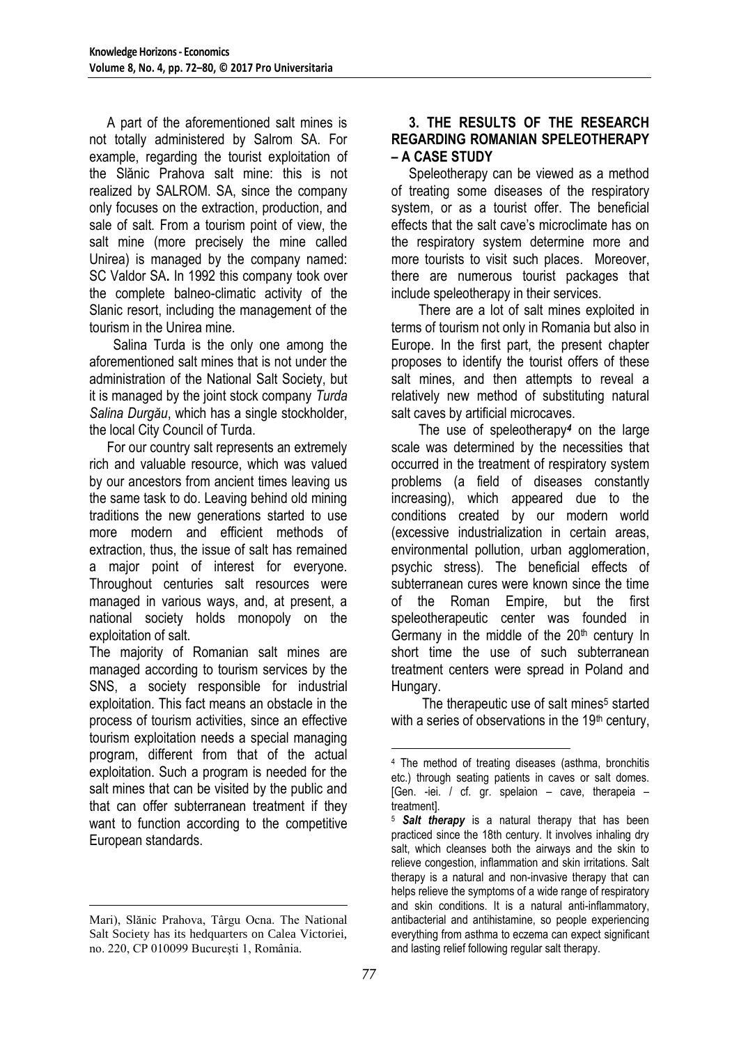A part of the aforementioned salt mines is not totally administered by Salrom SA. For example, regarding the tourist exploitation of the Slănic Prahova salt mine: this is not realized by SALROM. SA, since the company only focuses on the extraction, production, and sale of salt. From a tourism point of view, the salt mine (more precisely the mine called Unirea) is managed by the company named: SC Valdor SA**.** In 1992 this company took over the complete balneo-climatic activity of the Slanic resort, including the management of the tourism in the Unirea mine.

Salina Turda is the only one among the aforementioned salt mines that is not under the administration of the National Salt Society, but it is managed by the joint stock company *Turda Salina Durgău*, which has a single stockholder, the local City Council of Turda.

For our country salt represents an extremely rich and valuable resource, which was valued by our ancestors from ancient times leaving us the same task to do. Leaving behind old mining traditions the new generations started to use more modern and efficient methods of extraction, thus, the issue of salt has remained a major point of interest for everyone. Throughout centuries salt resources were managed in various ways, and, at present, a national society holds monopoly on the exploitation of salt.

The majority of Romanian salt mines are managed according to tourism services by the SNS, a society responsible for industrial exploitation. This fact means an obstacle in the process of tourism activities, since an effective tourism exploitation needs a special managing program, different from that of the actual exploitation. Such a program is needed for the salt mines that can be visited by the public and that can offer subterranean treatment if they want to function according to the competitive European standards.

## 3. THE RESULTS OF THE RESEARCH REGARDING ROMANIAN SPELEOTHERAPY – A CASE STUDY

Speleotherapy can be viewed as a method of treating some diseases of the respiratory system, or as a tourist offer. The beneficial effects that the salt cave's microclimate has on the respiratory system determine more and more tourists to visit such places. Moreover, there are numerous tourist packages that include speleotherapy in their services.

There are a lot of salt mines exploited in terms of tourism not only in Romania but also in Europe. In the first part, the present chapter proposes to identify the tourist offers of these salt mines, and then attempts to reveal a relatively new method of substituting natural salt caves by artificial microcaves.

The use of speleotherapy[4] on the large scale was determined by the necessities that occurred in the treatment of respiratory system problems (a field of diseases constantly increasing), which appeared due to the conditions created by our modern world (excessive industrialization in certain areas, environmental pollution, urban agglomeration, psychic stress). The beneficial effects of subterranean cures were known since the time of the Roman Empire, but the first speleotherapeutic center was founded in Germany in the middle of the 20th century In short time the use of such subterranean treatment centers were spread in Poland and Hungary.

The therapeutic use of salt mines[5] started with a series of observations in the 19th century,

---

Mari), Slănic Prahova, Târgu Ocna. The National Salt Society has its hedquarters on Calea Victoriei, no. 220, CP 010099 Bucureşti 1, România.

[4] The method of treating diseases (asthma, bronchitis etc.) through seating patients in caves or salt domes. [Gen. -iei. / cf. gr. spelaion – cave, therapeia – treatment].

[5] ***Salt therapy*** is a natural therapy that has been practiced since the 18th century. It involves inhaling dry salt, which cleanses both the airways and the skin to relieve congestion, inflammation and skin irritations. Salt therapy is a natural and non-invasive therapy that can helps relieve the symptoms of a wide range of respiratory and skin conditions. It is a natural anti-inflammatory, antibacterial and antihistamine, so people experiencing everything from asthma to eczema can expect significant and lasting relief following regular salt therapy.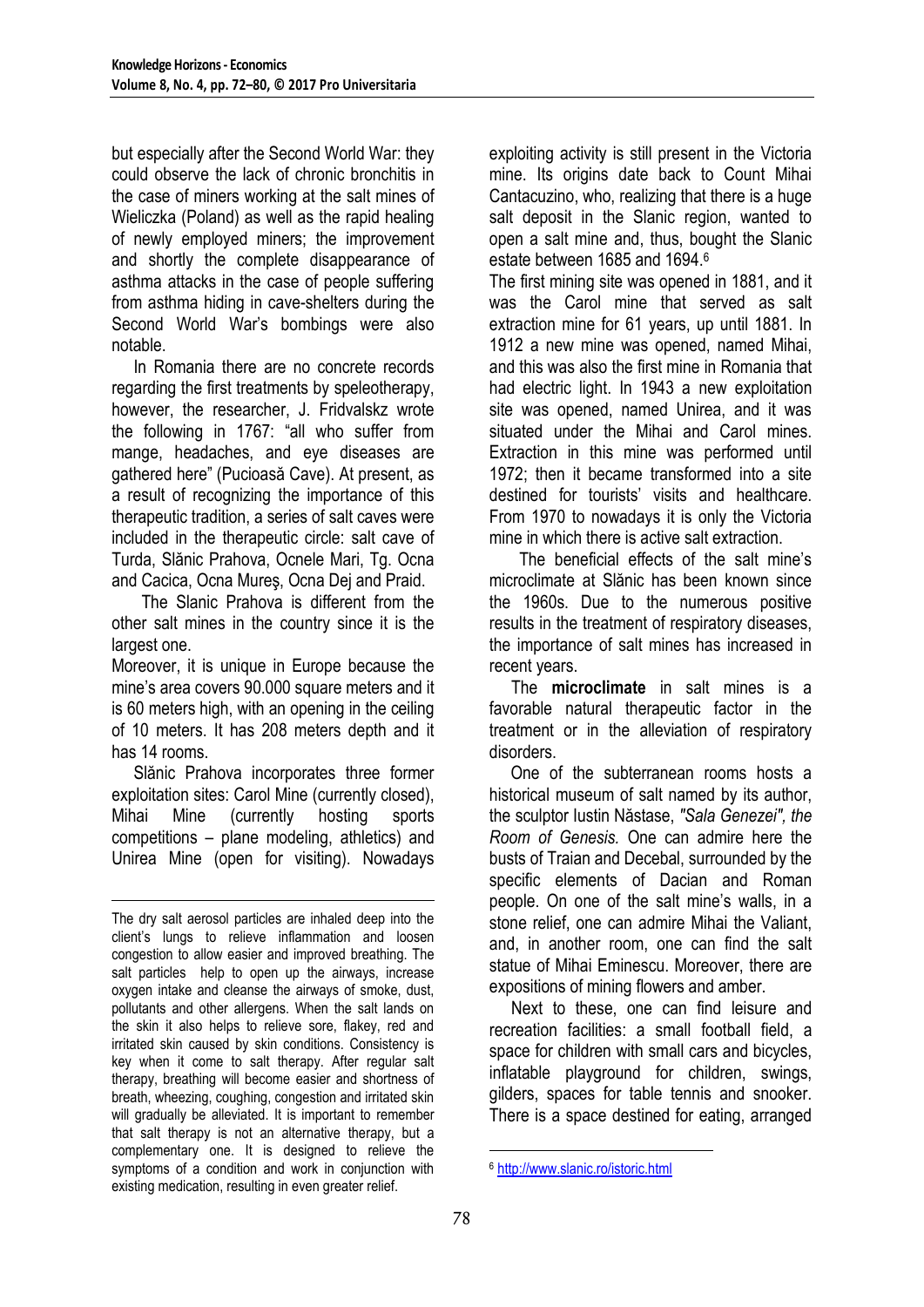but especially after the Second World War: they could observe the lack of chronic bronchitis in the case of miners working at the salt mines of Wieliczka (Poland) as well as the rapid healing of newly employed miners; the improvement and shortly the complete disappearance of asthma attacks in the case of people suffering from asthma hiding in cave-shelters during the Second World War's bombings were also notable.

In Romania there are no concrete records regarding the first treatments by speleotherapy, however, the researcher, J. Fridvalszk wrote the following in 1767: "all who suffer from mange, headaches, and eye diseases are gathered here" (Pucioasă Cave). At present, as a result of recognizing the importance of this therapeutic tradition, a series of salt caves were included in the therapeutic circle: salt cave of Turda, Slănic Prahova, Ocnele Mari, Tg. Ocna and Cacica, Ocna Mureş, Ocna Dej and Praid.

The Slanic Prahova is different from the other salt mines in the country since it is the largest one.

Moreover, it is unique in Europe because the mine's area covers 90.000 square meters and it is 60 meters high, with an opening in the ceiling of 10 meters. It has 208 meters depth and it has 14 rooms.

Slănic Prahova incorporates three former exploitation sites: Carol Mine (currently closed), Mihai Mine (currently hosting sports competitions – plane modeling, athletics) and Unirea Mine (open for visiting). Nowadays exploiting activity is still present in the Victoria mine. Its origins date back to Count Mihai Cantacuzino, who, realizing that there is a huge salt deposit in the Slanic region, wanted to open a salt mine and, thus, bought the Slanic estate between 1685 and 1694.[6]

The first mining site was opened in 1881, and it was the Carol mine that served as salt extraction mine for 61 years, up until 1881. In 1912 a new mine was opened, named Mihai, and this was also the first mine in Romania that had electric light. In 1943 a new exploitation site was opened, named Unirea, and it was situated under the Mihai and Carol mines. Extraction in this mine was performed until 1972; then it became transformed into a site destined for tourists' visits and healthcare. From 1970 to nowadays it is only the Victoria mine in which there is active salt extraction.

The beneficial effects of the salt mine's microclimate at Slănic has been known since the 1960s. Due to the numerous positive results in the treatment of respiratory diseases, the importance of salt mines has increased in recent years.

The **microclimate** in salt mines is a favorable natural therapeutic factor in the treatment or in the alleviation of respiratory disorders.

One of the subterranean rooms hosts a historical museum of salt named by its author, the sculptor Iustin Năstase, *"Sala Genezei", the Room of Genesis.* One can admire here the busts of Traian and Decebal, surrounded by the specific elements of Dacian and Roman people. On one of the salt mine's walls, in a stone relief, one can admire Mihai the Valiant, and, in another room, one can find the salt statue of Mihai Eminescu. Moreover, there are expositions of mining flowers and amber.

Next to these, one can find leisure and recreation facilities: a small football field, a space for children with small cars and bicycles, inflatable playground for children, swings, gilders, spaces for table tennis and snooker. There is a space destined for eating, arranged

---

The dry salt aerosol particles are inhaled deep into the client's lungs to relieve inflammation and loosen congestion to allow easier and improved breathing. The salt particles help to open up the airways, increase oxygen intake and cleanse the airways of smoke, dust, pollutants and other allergens. When the salt lands on the skin it also helps to relieve sore, flakey, red and irritated skin caused by skin conditions. Consistency is key when it come to salt therapy. After regular salt therapy, breathing will become easier and shortness of breath, wheezing, coughing, congestion and irritated skin will gradually be alleviated. It is important to remember that salt therapy is not an alternative therapy, but a complementary one. It is designed to relieve the symptoms of a condition and work in conjunction with existing medication, resulting in even greater relief.

[6] http://www.slanic.ro/istoric.html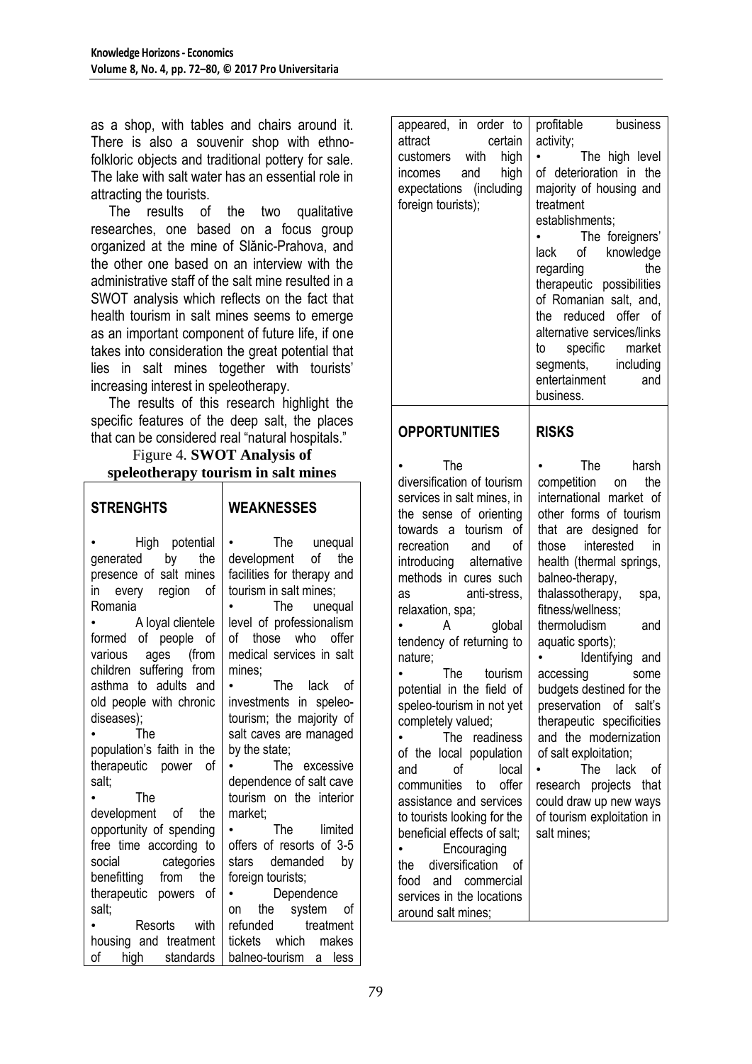as a shop, with tables and chairs around it. There is also a souvenir shop with ethno-folkloric objects and traditional pottery for sale. The lake with salt water has an essential role in attracting the tourists.

The results of the two qualitative researches, one based on a focus group organized at the mine of Slănic-Prahova, and the other one based on an interview with the administrative staff of the salt mine resulted in a SWOT analysis which reflects on the fact that health tourism in salt mines seems to emerge as an important component of future life, if one takes into consideration the great potential that lies in salt mines together with tourists' increasing interest in speleotherapy.

The results of this research highlight the specific features of the deep salt, the places that can be considered real "natural hospitals."

Figure 4. **SWOT Analysis of speleotherapy tourism in salt mines**

| **STRENGHTS** | **WEAKNESSES** |
|---|---|
| • High potential generated by the presence of salt mines in every region of Romania<br>• A loyal clientele formed of people of various ages (from children suffering from asthma to adults and old people with chronic diseases);<br>• The population's faith in the therapeutic power of salt;<br>• The development of the opportunity of spending free time according to social categories benefitting from the therapeutic powers of salt;<br>• Resorts with housing and treatment of high standards appeared, in order to attract certain customers with high incomes and high expectations (including foreign tourists); | • The unequal development of the facilities for therapy and tourism in salt mines;<br>• The unequal level of professionalism of those who offer medical services in salt mines;<br>• The lack of investments in speleo-tourism; the majority of salt caves are managed by the state;<br>• The excessive dependence of salt cave tourism on the interior market;<br>• The limited offers of resorts of 3-5 stars demanded by foreign tourists;<br>• Dependence on the system of refunded treatment tickets which makes balneo-tourism a less profitable business activity;<br>• The high level of deterioration in the majority of housing and treatment establishments;<br>• The foreigners' lack of knowledge regarding the therapeutic possibilities of Romanian salt, and, the reduced offer of alternative services/links to specific market segments, including entertainment and business. |
| **OPPORTUNITIES** | **RISKS** |
| • The diversification of tourism services in salt mines, in the sense of orienting towards a tourism of recreation and of introducing alternative methods in cures such as anti-stress, relaxation, spa;<br>• A global tendency of returning to nature;<br>• The tourism potential in the field of speleo-tourism in not yet completely valued;<br>• The readiness of the local population and of local communities to offer assistance and services to tourists looking for the beneficial effects of salt;<br>• Encouraging the diversification of food and commercial services in the locations around salt mines; | • The harsh competition on the international market of other forms of tourism that are designed for those interested in health (thermal springs, balneo-therapy, thalassotherapy, spa, fitness/wellness; thermoludism and aquatic sports);<br>• Identifying and accessing some budgets destined for the preservation of salt's therapeutic specificities and the modernization of salt exploitation;<br>• The lack of research projects that could draw up new ways of tourism exploitation in salt mines; |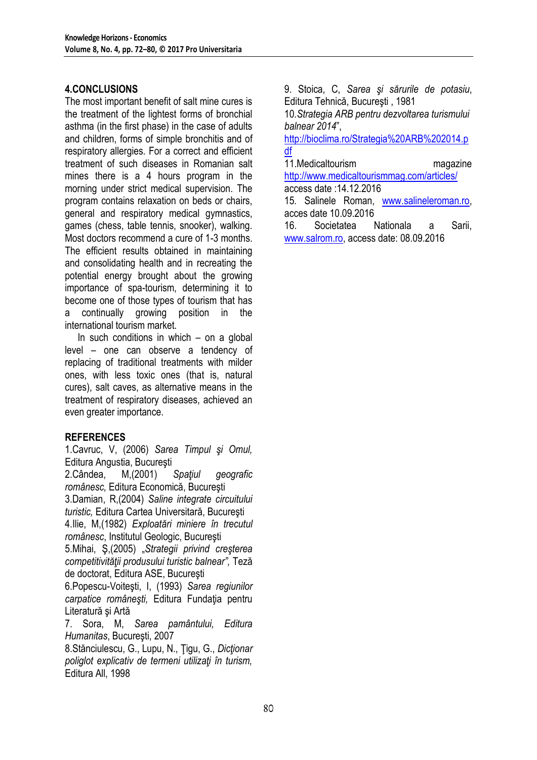## 4.CONCLUSIONS

The most important benefit of salt mine cures is the treatment of the lightest forms of bronchial asthma (in the first phase) in the case of adults and children, forms of simple bronchitis and of respiratory allergies. For a correct and efficient treatment of such diseases in Romanian salt mines there is a 4 hours program in the morning under strict medical supervision. The program contains relaxation on beds or chairs, general and respiratory medical gymnastics, games (chess, table tennis, snooker), walking. Most doctors recommend a cure of 1-3 months. The efficient results obtained in maintaining and consolidating health and in recreating the potential energy brought about the growing importance of spa-tourism, determining it to become one of those types of tourism that has a continually growing position in the international tourism market.

In such conditions in which – on a global level – one can observe a tendency of replacing of traditional treatments with milder ones, with less toxic ones (that is, natural cures), salt caves, as alternative means in the treatment of respiratory diseases, achieved an even greater importance.

## REFERENCES

1.Cavruc, V, (2006) *Sarea Timpul şi Omul,* Editura Angustia, Bucureşti

2.Cândea, M,(2001) *Spaţiul geografic românesc,* Editura Economică, Bucureşti

3.Damian, R,(2004) *Saline integrate circuitului turistic,* Editura Cartea Universitară, Bucureşti

4.Ilie, M,(1982) *Exploatări miniere în trecutul românesc*, Institutul Geologic, Bucureşti

5.Mihai, Ș,(2005) *„Strategii privind creşterea competitivităţii produsului turistic balnear",* Teză de doctorat, Editura ASE, Bucureşti

6.Popescu-Voiteşti, I, (1993) *Sarea regiunilor carpatice româneşti,* Editura Fundaţia pentru Literatură şi Artă

7. Sora, M, *Sarea pamântului, Editura Humanitas*, Bucureşti, 2007

8.Stănciulescu, G., Lupu, N., Ţigu, G., *Dicţionar poliglot explicativ de termeni utilizaţi în turism,* Editura All, 1998

9. Stoica, C, *Sarea şi sărurile de potasiu*, Editura Tehnică, Bucureşti , 1981

10.*Strategia ARB pentru dezvoltarea turismului balnear 2014*", http://bioclima.ro/Strategia%20ARB%202014.pdf

11.Medicaltourism magazine http://www.medicaltourismmag.com/articles/ access date :14.12.2016

15. Salinele Roman, www.salineleroman.ro, acces date 10.09.2016

16. Societatea Nationala a Sarii, www.salrom.ro, access date: 08.09.2016